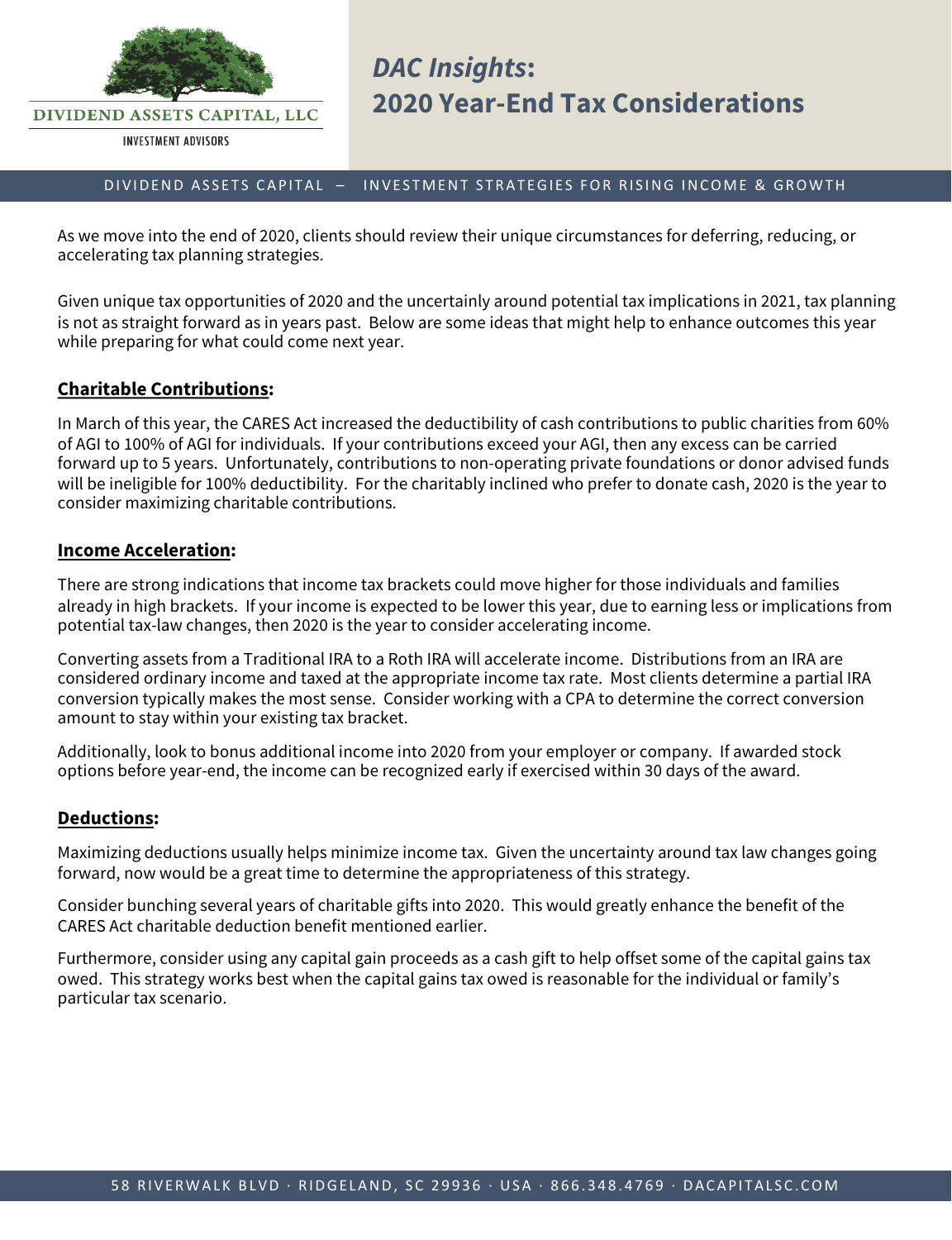DIVIDEND ASSETS CAPITAL, LLC

INVESTMENT ADVISORS

# *DAC Insights*: 2020 Year-End Tax Considerations

DIVIDEND ASSETS CAPITAL – INVESTMENT STRATEGIES FOR RISING INCOME & GROWTH

As we move into the end of 2020, clients should review their unique circumstances for deferring, reducing, or accelerating tax planning strategies.

Given unique tax opportunities of 2020 and the uncertainly around potential tax implications in 2021, tax planning is not as straight forward as in years past. Below are some ideas that might help to enhance outcomes this year while preparing for what could come next year.

## Charitable Contributions:

In March of this year, the CARES Act increased the deductibility of cash contributions to public charities from 60% of AGI to 100% of AGI for individuals. If your contributions exceed your AGI, then any excess can be carried forward up to 5 years. Unfortunately, contributions to non-operating private foundations or donor advised funds will be ineligible for 100% deductibility. For the charitably inclined who prefer to donate cash, 2020 is the year to consider maximizing charitable contributions.

## Income Acceleration:

There are strong indications that income tax brackets could move higher for those individuals and families already in high brackets. If your income is expected to be lower this year, due to earning less or implications from potential tax-law changes, then 2020 is the year to consider accelerating income.

Converting assets from a Traditional IRA to a Roth IRA will accelerate income. Distributions from an IRA are considered ordinary income and taxed at the appropriate income tax rate. Most clients determine a partial IRA conversion typically makes the most sense. Consider working with a CPA to determine the correct conversion amount to stay within your existing tax bracket.

Additionally, look to bonus additional income into 2020 from your employer or company. If awarded stock options before year-end, the income can be recognized early if exercised within 30 days of the award.

## Deductions:

Maximizing deductions usually helps minimize income tax. Given the uncertainty around tax law changes going forward, now would be a great time to determine the appropriateness of this strategy.

Consider bunching several years of charitable gifts into 2020. This would greatly enhance the benefit of the CARES Act charitable deduction benefit mentioned earlier.

Furthermore, consider using any capital gain proceeds as a cash gift to help offset some of the capital gains tax owed. This strategy works best when the capital gains tax owed is reasonable for the individual or family's particular tax scenario.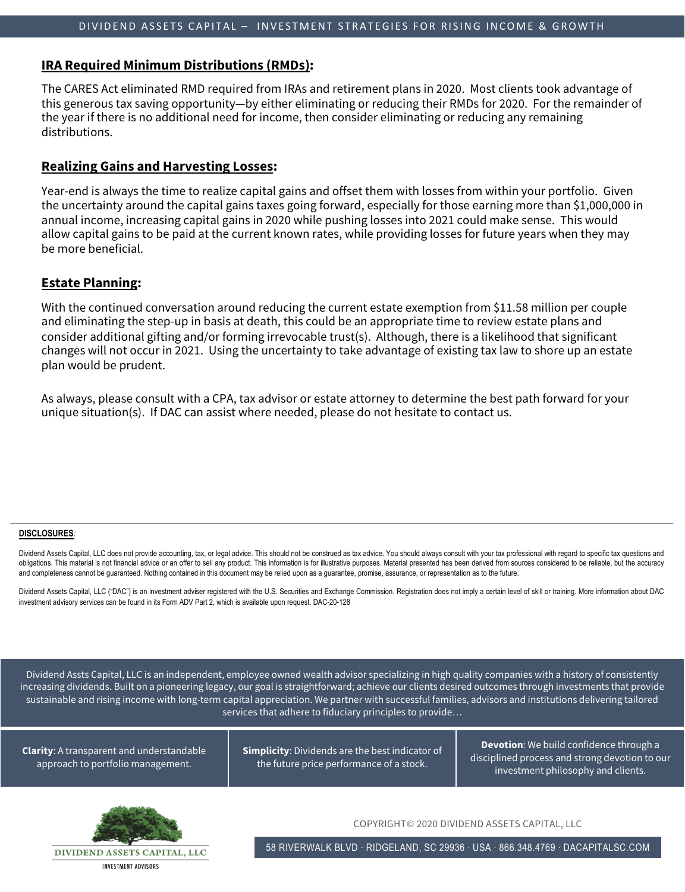## IRA Required Minimum Distributions (RMDs):

The CARES Act eliminated RMD required from IRAs and retirement plans in 2020. Most clients took advantage of this generous tax saving opportunity—by either eliminating or reducing their RMDs for 2020. For the remainder of the year if there is no additional need for income, then consider eliminating or reducing any remaining distributions.

## Realizing Gains and Harvesting Losses:

Year-end is always the time to realize capital gains and offset them with losses from within your portfolio. Given the uncertainty around the capital gains taxes going forward, especially for those earning more than $1,000,000 in annual income, increasing capital gains in 2020 while pushing losses into 2021 could make sense. This would allow capital gains to be paid at the current known rates, while providing losses for future years when they may be more beneficial.

## Estate Planning:

With the continued conversation around reducing the current estate exemption from $11.58 million per couple and eliminating the step-up in basis at death, this could be an appropriate time to review estate plans and consider additional gifting and/or forming irrevocable trust(s). Although, there is a likelihood that significant changes will not occur in 2021. Using the uncertainty to take advantage of existing tax law to shore up an estate plan would be prudent.

As always, please consult with a CPA, tax advisor or estate attorney to determine the best path forward for your unique situation(s). If DAC can assist where needed, please do not hesitate to contact us.

**DISCLOSURES***:*

Dividend Assets Capital, LLC does not provide accounting, tax, or legal advice. This should not be construed as tax advice. You should always consult with your tax professional with regard to specific tax questions and obligations. This material is not financial advice or an offer to sell any product. This information is for illustrative purposes. Material presented has been derived from sources considered to be reliable, but the accuracy and completeness cannot be guaranteed. Nothing contained in this document may be relied upon as a guarantee, promise, assurance, or representation as to the future.

Dividend Assets Capital, LLC ("DAC") is an investment adviser registered with the U.S. Securities and Exchange Commission. Registration does not imply a certain level of skill or training. More information about DAC investment advisory services can be found in its Form ADV Part 2, which is available upon request. DAC-20-128

Dividend Assts Capital, LLC is an independent, employee owned wealth advisor specializing in high quality companies with a history of consistently increasing dividends. Built on a pioneering legacy, our goal is straightforward; achieve our clients desired outcomes through investments that provide sustainable and rising income with long-term capital appreciation. We partner with successful families, advisors and institutions delivering tailored services that adhere to fiduciary principles to provide…

**Clarity**: A transparent and understandable approach to portfolio management.

**Simplicity**: Dividends are the best indicator of the future price performance of a stock.

**Devotion**: We build confidence through a disciplined process and strong devotion to our investment philosophy and clients.

DIVIDEND ASSETS CAPITAL, LLC
INVESTMENT ADVISORS

COPYRIGHT© 2020 DIVIDEND ASSETS CAPITAL, LLC

58 RIVERWALK BLVD · RIDGELAND, SC 29936 · USA · 866.348.4769 · DACAPITALSC.COM